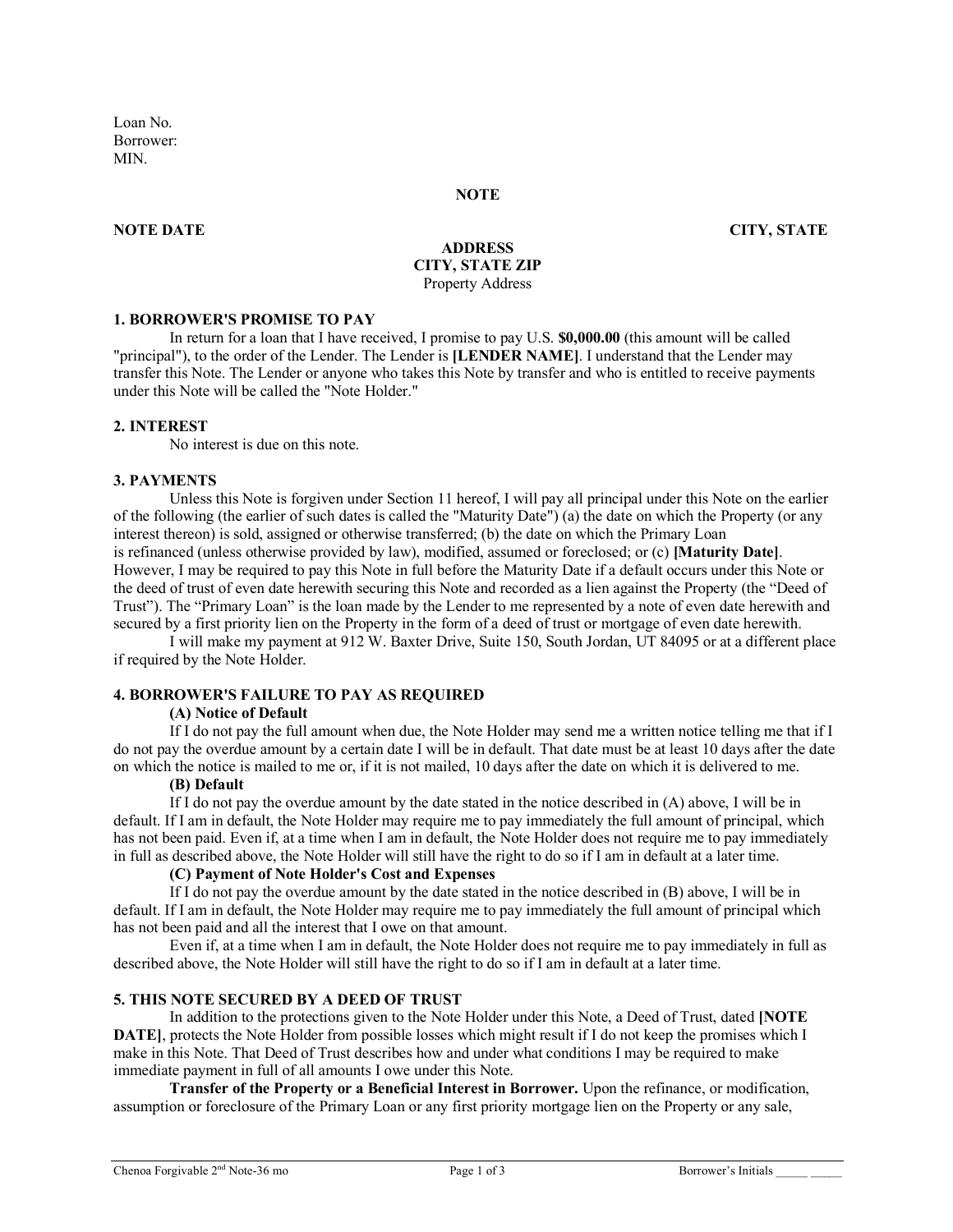Loan No.
Borrower:
MIN.

# NOTE

**NOTE DATE** **CITY, STATE**

**ADDRESS**
**CITY, STATE ZIP**
Property Address

### 1. BORROWER'S PROMISE TO PAY

In return for a loan that I have received, I promise to pay U.S. **$0,000.00** (this amount will be called "principal"), to the order of the Lender. The Lender is **[LENDER NAME]**. I understand that the Lender may transfer this Note. The Lender or anyone who takes this Note by transfer and who is entitled to receive payments under this Note will be called the "Note Holder."

### 2. INTEREST

No interest is due on this note.

### 3. PAYMENTS

Unless this Note is forgiven under Section 11 hereof, I will pay all principal under this Note on the earlier of the following (the earlier of such dates is called the "Maturity Date") (a) the date on which the Property (or any interest thereon) is sold, assigned or otherwise transferred; (b) the date on which the Primary Loan is refinanced (unless otherwise provided by law), modified, assumed or foreclosed; or (c) **[Maturity Date]**. However, I may be required to pay this Note in full before the Maturity Date if a default occurs under this Note or the deed of trust of even date herewith securing this Note and recorded as a lien against the Property (the "Deed of Trust"). The "Primary Loan" is the loan made by the Lender to me represented by a note of even date herewith and secured by a first priority lien on the Property in the form of a deed of trust or mortgage of even date herewith.

I will make my payment at 912 W. Baxter Drive, Suite 150, South Jordan, UT 84095 or at a different place if required by the Note Holder.

### 4. BORROWER'S FAILURE TO PAY AS REQUIRED

**(A) Notice of Default**

If I do not pay the full amount when due, the Note Holder may send me a written notice telling me that if I do not pay the overdue amount by a certain date I will be in default. That date must be at least 10 days after the date on which the notice is mailed to me or, if it is not mailed, 10 days after the date on which it is delivered to me.

**(B) Default**

If I do not pay the overdue amount by the date stated in the notice described in (A) above, I will be in default. If I am in default, the Note Holder may require me to pay immediately the full amount of principal, which has not been paid. Even if, at a time when I am in default, the Note Holder does not require me to pay immediately in full as described above, the Note Holder will still have the right to do so if I am in default at a later time.

**(C) Payment of Note Holder's Cost and Expenses**

If I do not pay the overdue amount by the date stated in the notice described in (B) above, I will be in default. If I am in default, the Note Holder may require me to pay immediately the full amount of principal which has not been paid and all the interest that I owe on that amount.

Even if, at a time when I am in default, the Note Holder does not require me to pay immediately in full as described above, the Note Holder will still have the right to do so if I am in default at a later time.

### 5. THIS NOTE SECURED BY A DEED OF TRUST

In addition to the protections given to the Note Holder under this Note, a Deed of Trust, dated **[NOTE DATE]**, protects the Note Holder from possible losses which might result if I do not keep the promises which I make in this Note. That Deed of Trust describes how and under what conditions I may be required to make immediate payment in full of all amounts I owe under this Note.

**Transfer of the Property or a Beneficial Interest in Borrower.** Upon the refinance, or modification, assumption or foreclosure of the Primary Loan or any first priority mortgage lien on the Property or any sale,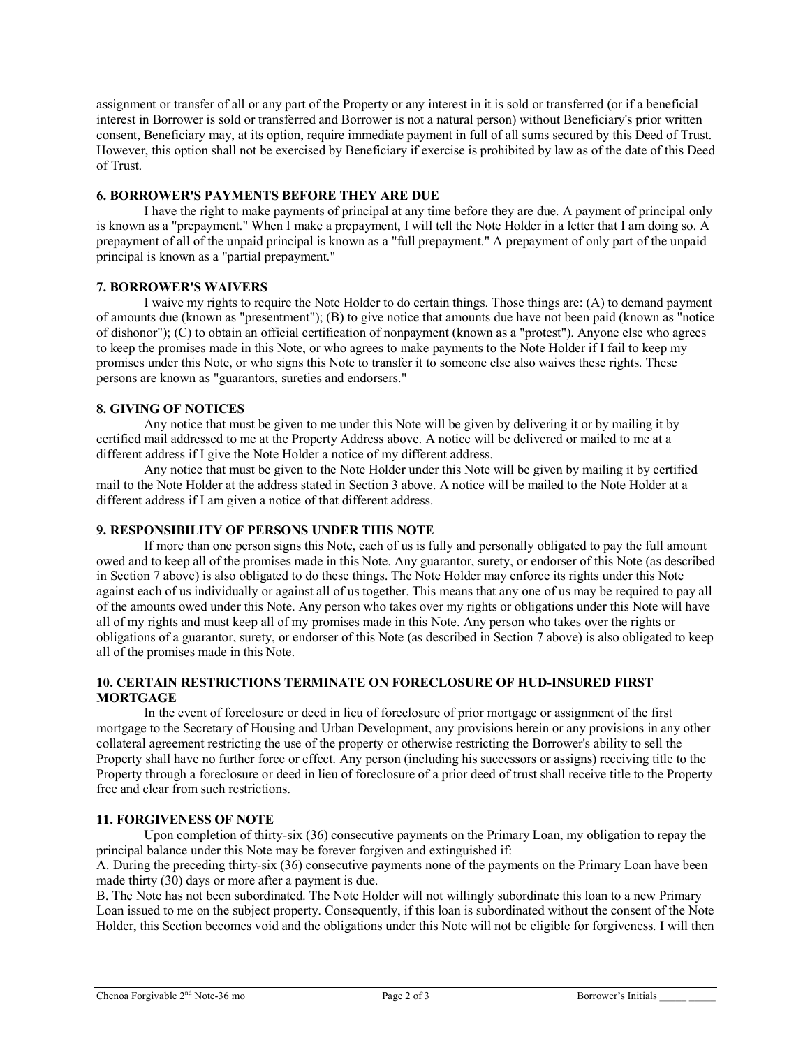assignment or transfer of all or any part of the Property or any interest in it is sold or transferred (or if a beneficial interest in Borrower is sold or transferred and Borrower is not a natural person) without Beneficiary's prior written consent, Beneficiary may, at its option, require immediate payment in full of all sums secured by this Deed of Trust. However, this option shall not be exercised by Beneficiary if exercise is prohibited by law as of the date of this Deed of Trust.

### 6. BORROWER'S PAYMENTS BEFORE THEY ARE DUE

I have the right to make payments of principal at any time before they are due. A payment of principal only is known as a "prepayment." When I make a prepayment, I will tell the Note Holder in a letter that I am doing so. A prepayment of all of the unpaid principal is known as a "full prepayment." A prepayment of only part of the unpaid principal is known as a "partial prepayment."

### 7. BORROWER'S WAIVERS

I waive my rights to require the Note Holder to do certain things. Those things are: (A) to demand payment of amounts due (known as "presentment"); (B) to give notice that amounts due have not been paid (known as "notice of dishonor"); (C) to obtain an official certification of nonpayment (known as a "protest"). Anyone else who agrees to keep the promises made in this Note, or who agrees to make payments to the Note Holder if I fail to keep my promises under this Note, or who signs this Note to transfer it to someone else also waives these rights. These persons are known as "guarantors, sureties and endorsers."

### 8. GIVING OF NOTICES

Any notice that must be given to me under this Note will be given by delivering it or by mailing it by certified mail addressed to me at the Property Address above. A notice will be delivered or mailed to me at a different address if I give the Note Holder a notice of my different address.

Any notice that must be given to the Note Holder under this Note will be given by mailing it by certified mail to the Note Holder at the address stated in Section 3 above. A notice will be mailed to the Note Holder at a different address if I am given a notice of that different address.

### 9. RESPONSIBILITY OF PERSONS UNDER THIS NOTE

If more than one person signs this Note, each of us is fully and personally obligated to pay the full amount owed and to keep all of the promises made in this Note. Any guarantor, surety, or endorser of this Note (as described in Section 7 above) is also obligated to do these things. The Note Holder may enforce its rights under this Note against each of us individually or against all of us together. This means that any one of us may be required to pay all of the amounts owed under this Note. Any person who takes over my rights or obligations under this Note will have all of my rights and must keep all of my promises made in this Note. Any person who takes over the rights or obligations of a guarantor, surety, or endorser of this Note (as described in Section 7 above) is also obligated to keep all of the promises made in this Note.

### 10. CERTAIN RESTRICTIONS TERMINATE ON FORECLOSURE OF HUD-INSURED FIRST MORTGAGE

In the event of foreclosure or deed in lieu of foreclosure of prior mortgage or assignment of the first mortgage to the Secretary of Housing and Urban Development, any provisions herein or any provisions in any other collateral agreement restricting the use of the property or otherwise restricting the Borrower's ability to sell the Property shall have no further force or effect. Any person (including his successors or assigns) receiving title to the Property through a foreclosure or deed in lieu of foreclosure of a prior deed of trust shall receive title to the Property free and clear from such restrictions.

### 11. FORGIVENESS OF NOTE

Upon completion of thirty-six (36) consecutive payments on the Primary Loan, my obligation to repay the principal balance under this Note may be forever forgiven and extinguished if:

A. During the preceding thirty-six (36) consecutive payments none of the payments on the Primary Loan have been made thirty (30) days or more after a payment is due.

B. The Note has not been subordinated. The Note Holder will not willingly subordinate this loan to a new Primary Loan issued to me on the subject property. Consequently, if this loan is subordinated without the consent of the Note Holder, this Section becomes void and the obligations under this Note will not be eligible for forgiveness. I will then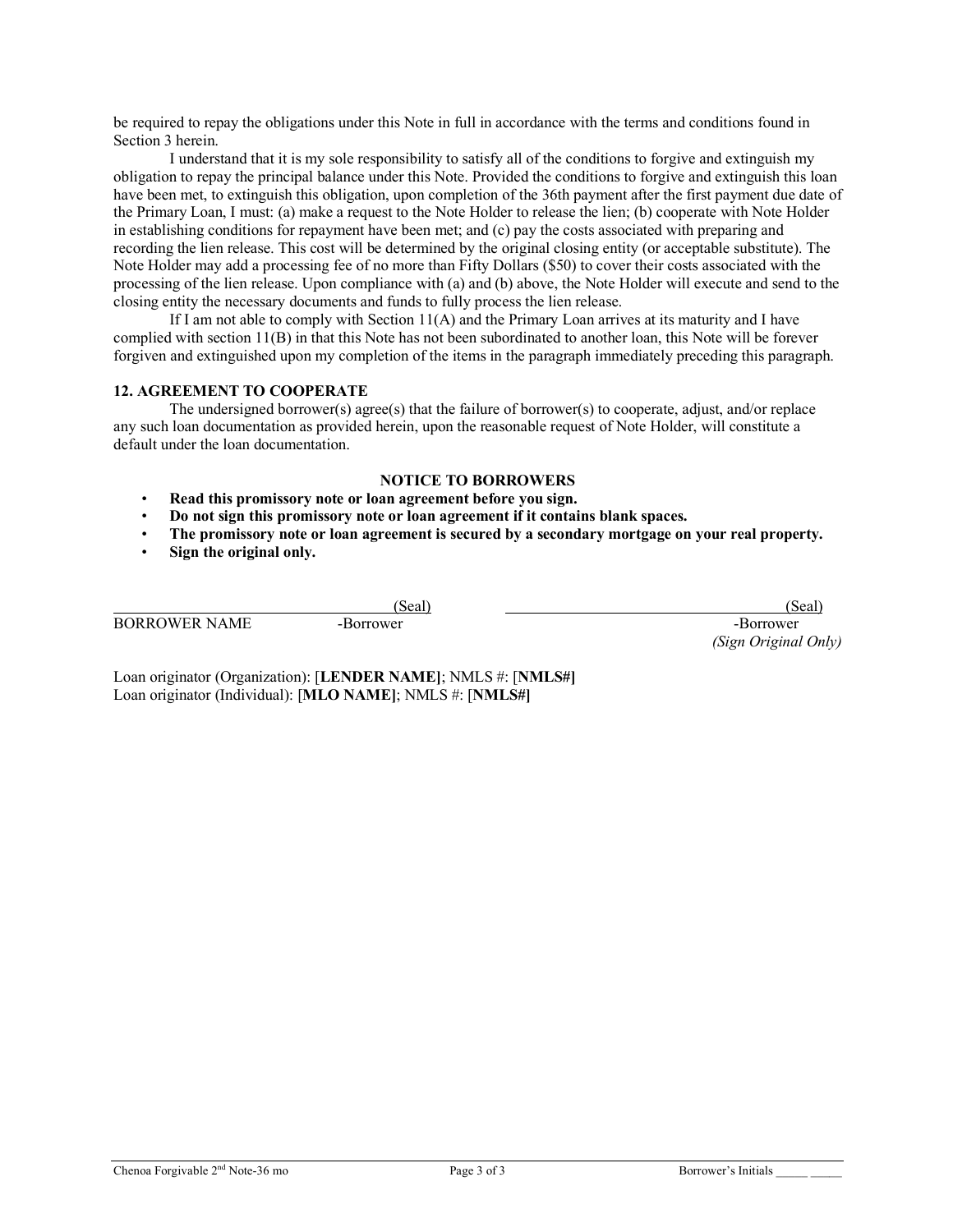be required to repay the obligations under this Note in full in accordance with the terms and conditions found in Section 3 herein.

I understand that it is my sole responsibility to satisfy all of the conditions to forgive and extinguish my obligation to repay the principal balance under this Note. Provided the conditions to forgive and extinguish this loan have been met, to extinguish this obligation, upon completion of the 36th payment after the first payment due date of the Primary Loan, I must: (a) make a request to the Note Holder to release the lien; (b) cooperate with Note Holder in establishing conditions for repayment have been met; and (c) pay the costs associated with preparing and recording the lien release. This cost will be determined by the original closing entity (or acceptable substitute). The Note Holder may add a processing fee of no more than Fifty Dollars ($50) to cover their costs associated with the processing of the lien release. Upon compliance with (a) and (b) above, the Note Holder will execute and send to the closing entity the necessary documents and funds to fully process the lien release.

If I am not able to comply with Section 11(A) and the Primary Loan arrives at its maturity and I have complied with section 11(B) in that this Note has not been subordinated to another loan, this Note will be forever forgiven and extinguished upon my completion of the items in the paragraph immediately preceding this paragraph.

**12. AGREEMENT TO COOPERATE**

The undersigned borrower(s) agree(s) that the failure of borrower(s) to cooperate, adjust, and/or replace any such loan documentation as provided herein, upon the reasonable request of Note Holder, will constitute a default under the loan documentation.

**NOTICE TO BORROWERS**

- **Read this promissory note or loan agreement before you sign.**
- **Do not sign this promissory note or loan agreement if it contains blank spaces.**
- **The promissory note or loan agreement is secured by a secondary mortgage on your real property.**
- **Sign the original only.**

______________________________ (Seal) ______________________________ (Seal)
BORROWER NAME -Borrower -Borrower
*(Sign Original Only)*

Loan originator (Organization): [**LENDER NAME]**; NMLS #: [**NMLS#]**
Loan originator (Individual): [**MLO NAME]**; NMLS #: [**NMLS#]**